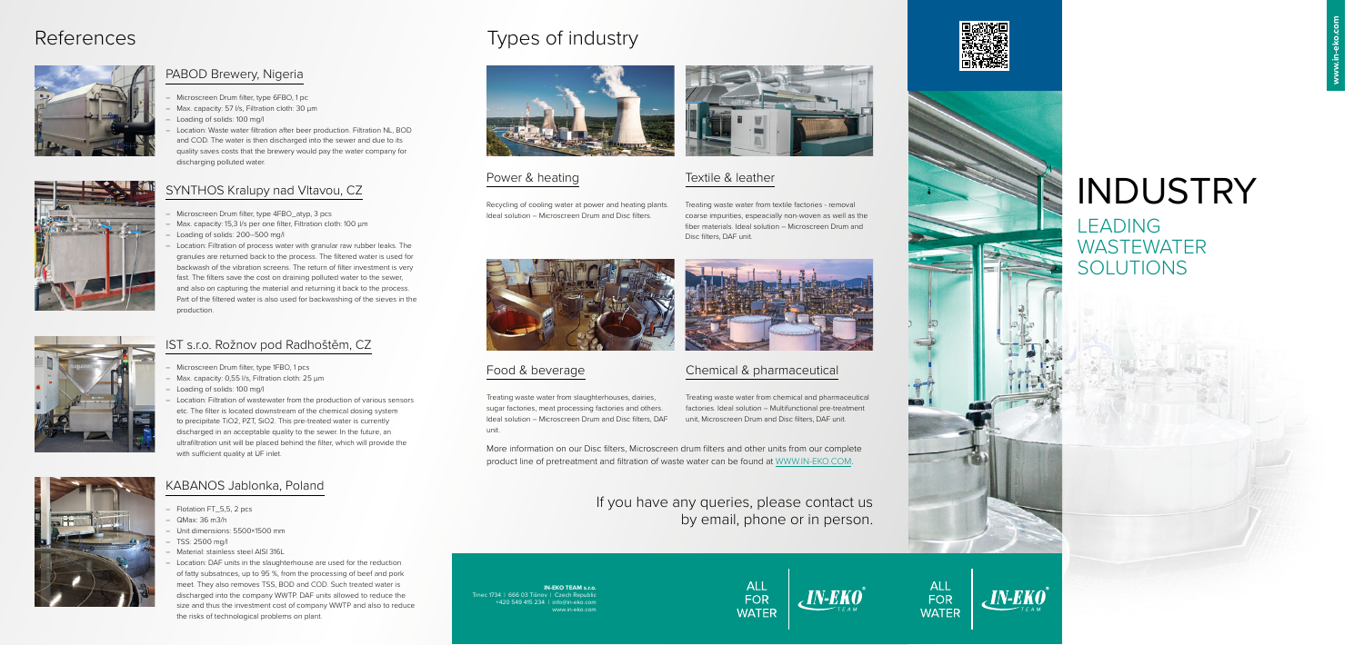# References

## PABOD Brewery, Nigeria

- Microscreen Drum filter, type 6FBO, 1 pc
- Max. capacity: 57 l/s, Filtration cloth: 30 µm
- Loading of solids: 100 mg/l
- Location: Waste water filtration after beer production. Filtration NL, BOD and COD. The water is then discharged into the sewer and due to its quality saves costs that the brewery would pay the water company for discharging polluted water.

## SYNTHOS Kralupy nad Vltavou, CZ

- Microscreen Drum filter, type 4FBO_atyp, 3 pcs
- Max. capacity: 15,3 l/s per one filter, Filtration cloth: 100 µm
- Loading of solids: 200–500 mg/l
- Location: Filtration of process water with granular raw rubber leaks. The granules are returned back to the process. The filtered water is used for backwash of the vibration screens. The return of filter investment is very fast. The filters save the cost on draining polluted water to the sewer, and also on capturing the material and returning it back to the process. Part of the filtered water is also used for backwashing of the sieves in the production.

## IST s.r.o. Rožnov pod Radhoštěm, CZ

- Microscreen Drum filter, type 1FBO, 1 pcs
- Max. capacity: 0,55 l/s, Filtration cloth: 25 µm
- Loading of solids: 100 mg/l
- Location: Filtration of wastewater from the production of various sensors etc. The filter is located downstream of the chemical dosing system to precipitate $TiO_2$, PZT, $SiO_2$. This pre-treated water is currently discharged in an acceptable quality to the sewer. In the future, an ultrafiltration unit will be placed behind the filter, which will provide the with sufficient quality at UF inlet.

## KABANOS Jablonka, Poland

- Flotation FT_5,5, 2 pcs
- QMax: 36 m3/h
- Unit dimensions: 5500×1500 mm
- TSS: 2500 mg/l
- Material: stainless steel AISI 316L
- Location: DAF units in the slaughterhouse are used for the reduction of fatty subsatnces, up to 95 %, from the processing of beef and pork meet. They also removes TSS, BOD and COD. Such treated water is discharged into the company WWTP. DAF units allowed to reduce the size and thus the investment cost of company WWTP and also to reduce the risks of technological problems on plant.

# Types of industry

## Power & heating

Recycling of cooling water at power and heating plants. Ideal solution – Microscreen Drum and Disc filters.

## Textile & leather

Treating waste water from textile factories - removal coarse impurities, espeacially non-woven as well as the fiber materials. Ideal solution – Microscreen Drum and Disc filters, DAF unit.

## Food & beverage

Treating waste water from slaughterhouses, dairies, sugar factories, meat processing factories and others. Ideal solution – Microscreen Drum and Disc filters, DAF unit.

## Chemical & pharmaceutical

Treating waste water from chemical and pharmaceutical factories. Ideal solution – Multifunctional pre-treatment unit, Microscreen Drum and Disc filters, DAF unit.

More information on our Disc filters, Microscreen drum filters and other units from our complete product line of pretreatment and filtration of waste water can be found at WWW.IN-EKO.COM.

If you have any queries, please contact us by email, phone or in person.

**IN-EKO TEAM s.r.o.**
Trnec 1734 | 666 03 Tišnov | Czech Republic
+420 549 415 234 | info@in-eko.com
www.in-eko.com

ALL FOR WATER | IN-EKO TEAM

# INDUSTRY

## LEADING WASTEWATER SOLUTIONS

ALL FOR WATER | IN-EKO TEAM

www.in-eko.com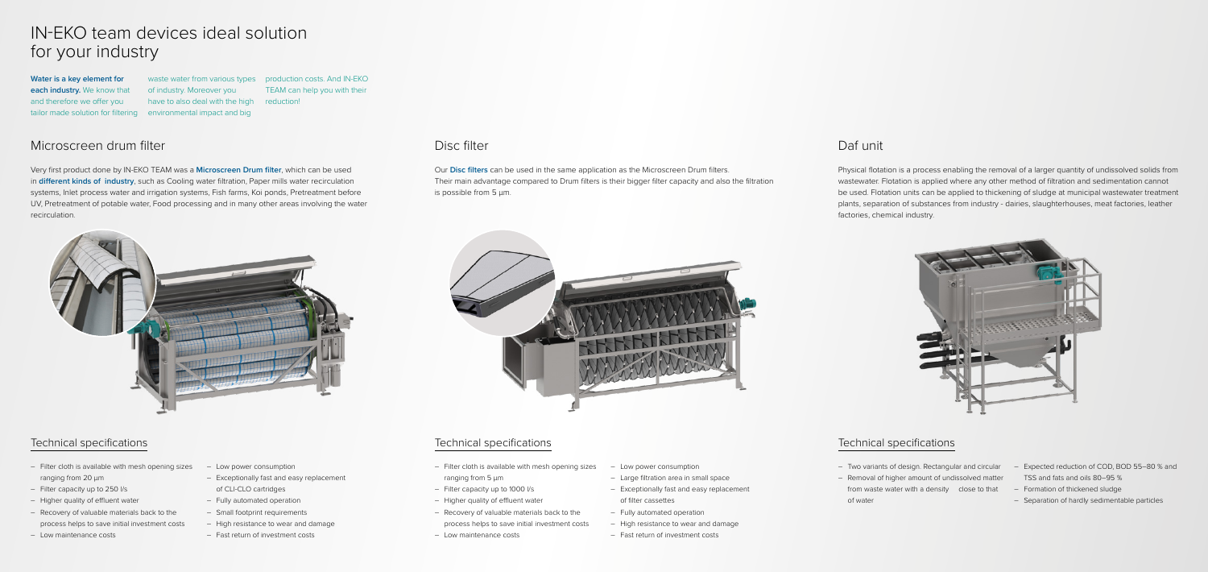# IN-EKO team devices ideal solution for your industry

**Water is a key element for each industry.** We know that and therefore we offer you tailor made solution for filtering waste water from various types of industry. Moreover you have to also deal with the high environmental impact and big production costs. And IN-EKO TEAM can help you with their reduction!

## Microscreen drum filter

Very first product done by IN-EKO TEAM was a **Microscreen Drum filter**, which can be used in **different kinds of industry**, such as Cooling water filtration, Paper mills water recirculation systems, Inlet process water and irrigation systems, Fish farms, Koi ponds, Pretreatment before UV, Pretreatment of potable water, Food processing and in many other areas involving the water recirculation.

### Technical specifications

- Filter cloth is available with mesh opening sizes ranging from 20 μm
- Filter capacity up to 250 l/s
- Higher quality of effluent water
- Recovery of valuable materials back to the process helps to save initial investment costs
- Low maintenance costs
- Low power consumption
- Exceptionally fast and easy replacement of CLI-CLO cartridges
- Fully automated operation
- Small footprint requirements
- High resistance to wear and damage
- Fast return of investment costs

## Disc filter

Our **Disc filters** can be used in the same application as the Microscreen Drum filters. Their main advantage compared to Drum filters is their bigger filter capacity and also the filtration is possible from 5 μm.

### Technical specifications

- Filter cloth is available with mesh opening sizes ranging from 5 μm
- Filter capacity up to 1000 l/s
- Higher quality of effluent water
- Recovery of valuable materials back to the process helps to save initial investment costs
- Low maintenance costs
- Low power consumption
- Large filtration area in small space
- Exceptionally fast and easy replacement of filter cassettes
- Fully automated operation
- High resistance to wear and damage
- Fast return of investment costs

## Daf unit

Physical flotation is a process enabling the removal of a larger quantity of undissolved solids from wastewater. Flotation is applied where any other method of filtration and sedimentation cannot be used. Flotation units can be applied to thickening of sludge at municipal wastewater treatment plants, separation of substances from industry - dairies, slaughterhouses, meat factories, leather factories, chemical industry.

### Technical specifications

- Two variants of design. Rectangular and circular
- Removal of higher amount of undissolved matter from waste water with a density close to that of water
- Expected reduction of COD, BOD 55–80 % and TSS and fats and oils 80–95 %
- Formation of thickened sludge
- Separation of hardly sedimentable particles